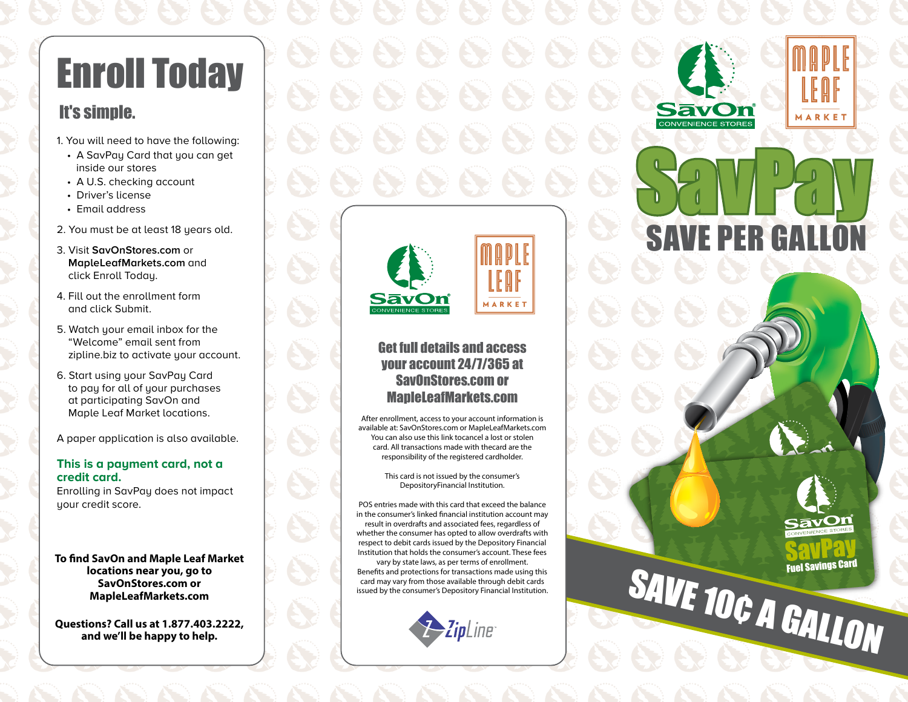# Enroll Today

## It's simple.

1. You will need to have the following:
   - A SavPay Card that you can get inside our stores
   - A U.S. checking account
   - Driver's license
   - Email address
2. You must be at least 18 years old.
3. Visit **SavOnStores.com** or **MapleLeafMarkets.com** and click Enroll Today.
4. Fill out the enrollment form and click Submit.
5. Watch your email inbox for the "Welcome" email sent from zipline.biz to activate your account.
6. Start using your SavPay Card to pay for all of your purchases at participating SavOn and Maple Leaf Market locations.

A paper application is also available.

**This is a payment card, not a credit card.**
Enrolling in SavPay does not impact your credit score.

**To find SavOn and Maple Leaf Market locations near you, go to SavOnStores.com or MapleLeafMarkets.com**

**Questions? Call us at 1.877.403.2222, and we'll be happy to help.**

SāvOn CONVENIENCE STORES

MAPLE LEAF MARKET

## Get full details and access your account 24/7/365 at SavOnStores.com or MapleLeafMarkets.com

After enrollment, access to your account information is available at: SavOnStores.com or MapleLeafMarkets.com You can also use this link tocancel a lost or stolen card. All transactions made with thecard are the responsibility of the registered cardholder.

This card is not issued by the consumer's DepositoryFinancial Institution.

POS entries made with this card that exceed the balance in the consumer's linked financial institution account may result in overdrafts and associated fees, regardless of whether the consumer has opted to allow overdrafts with respect to debit cards issued by the Depository Financial Institution that holds the consumer's account. These fees vary by state laws, as per terms of enrollment. Benefits and protections for transactions made using this card may vary from those available through debit cards issued by the consumer's Depository Financial Institution.

ZipLine

SāvOn CONVENIENCE STORES

MAPLE LEAF MARKET

# SavPay

## SAVE PER GALLON

SāvOn CONVENIENCE STORES
SavPay Fuel Savings Card

**SAVE 10¢ A GALLON**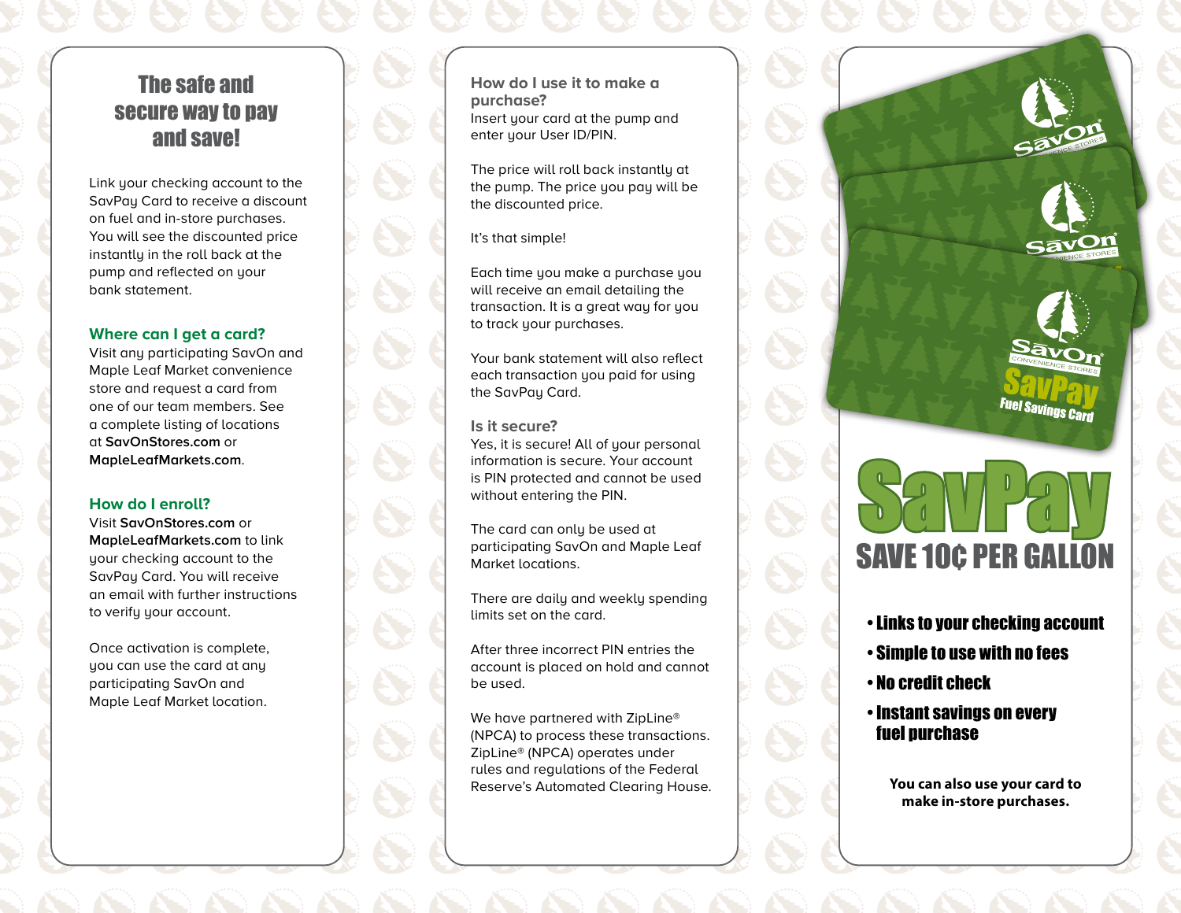## The safe and secure way to pay and save!

Link your checking account to the SavPay Card to receive a discount on fuel and in-store purchases. You will see the discounted price instantly in the roll back at the pump and reflected on your bank statement.

### Where can I get a card?

Visit any participating SavOn and Maple Leaf Market convenience store and request a card from one of our team members. See a complete listing of locations at **SavOnStores.com** or **MapleLeafMarkets.com**.

### How do I enroll?

Visit **SavOnStores.com** or **MapleLeafMarkets.com** to link your checking account to the SavPay Card. You will receive an email with further instructions to verify your account.

Once activation is complete, you can use the card at any participating SavOn and Maple Leaf Market location.

### How do I use it to make a purchase?

Insert your card at the pump and enter your User ID/PIN.

The price will roll back instantly at the pump. The price you pay will be the discounted price.

It's that simple!

Each time you make a purchase you will receive an email detailing the transaction. It is a great way for you to track your purchases.

Your bank statement will also reflect each transaction you paid for using the SavPay Card.

### Is it secure?

Yes, it is secure! All of your personal information is secure. Your account is PIN protected and cannot be used without entering the PIN.

The card can only be used at participating SavOn and Maple Leaf Market locations.

There are daily and weekly spending limits set on the card.

After three incorrect PIN entries the account is placed on hold and cannot be used.

We have partnered with ZipLine® (NPCA) to process these transactions. ZipLine® (NPCA) operates under rules and regulations of the Federal Reserve's Automated Clearing House.

SavOn Convenience Stores

SavPay

Fuel Savings Card

# SavPay

## SAVE 10¢ PER GALLON

- **Links to your checking account**
- **Simple to use with no fees**
- **No credit check**
- **Instant savings on every fuel purchase**

**You can also use your card to make in-store purchases.**